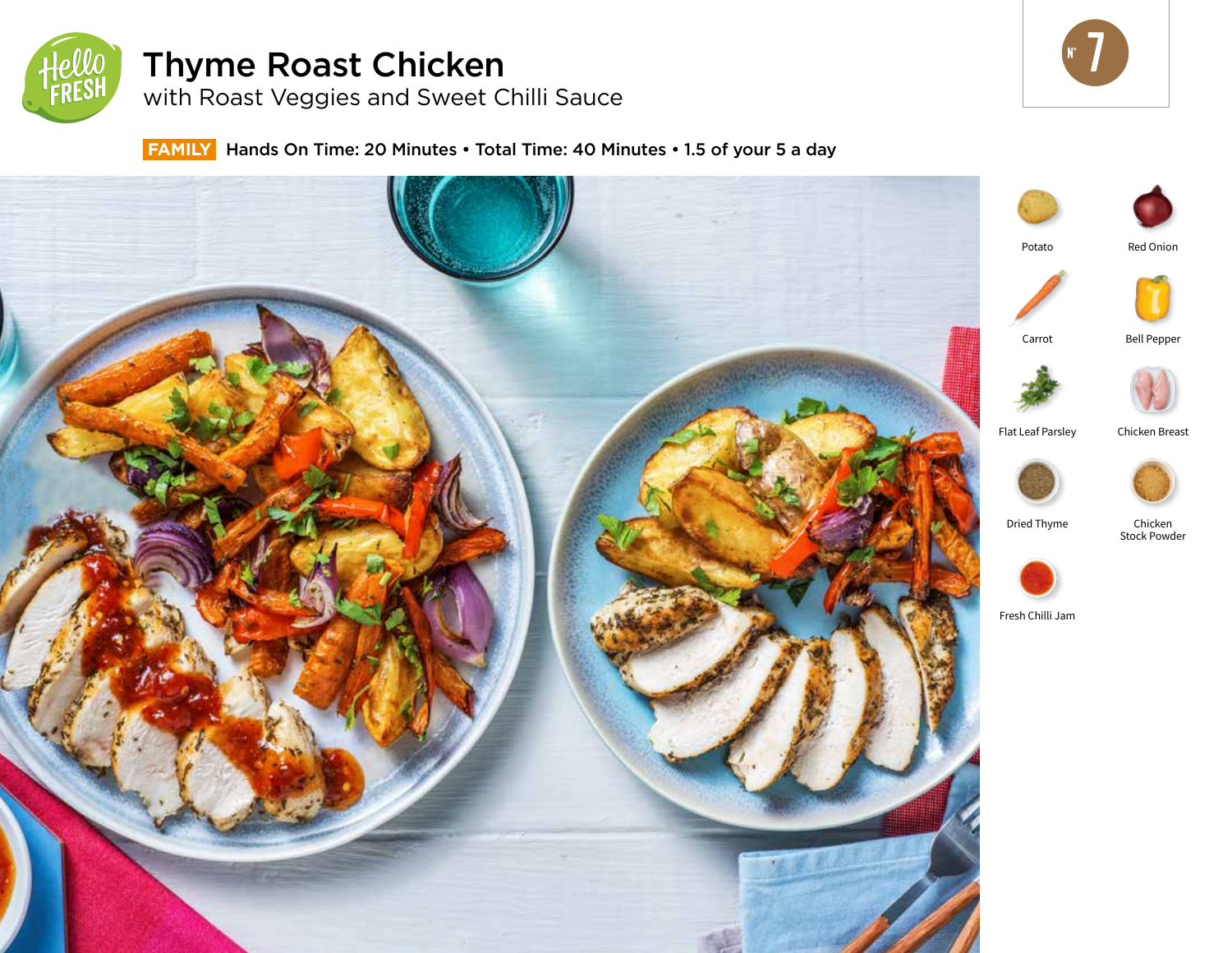# Thyme Roast Chicken

with Roast Veggies and Sweet Chilli Sauce

N° 7

**FAMILY** Hands On Time: 20 Minutes • Total Time: 40 Minutes • 1.5 of your 5 a day

Potato

Red Onion

Carrot

Bell Pepper

Flat Leaf Parsley

Chicken Breast

Dried Thyme

Chicken Stock Powder

Fresh Chilli Jam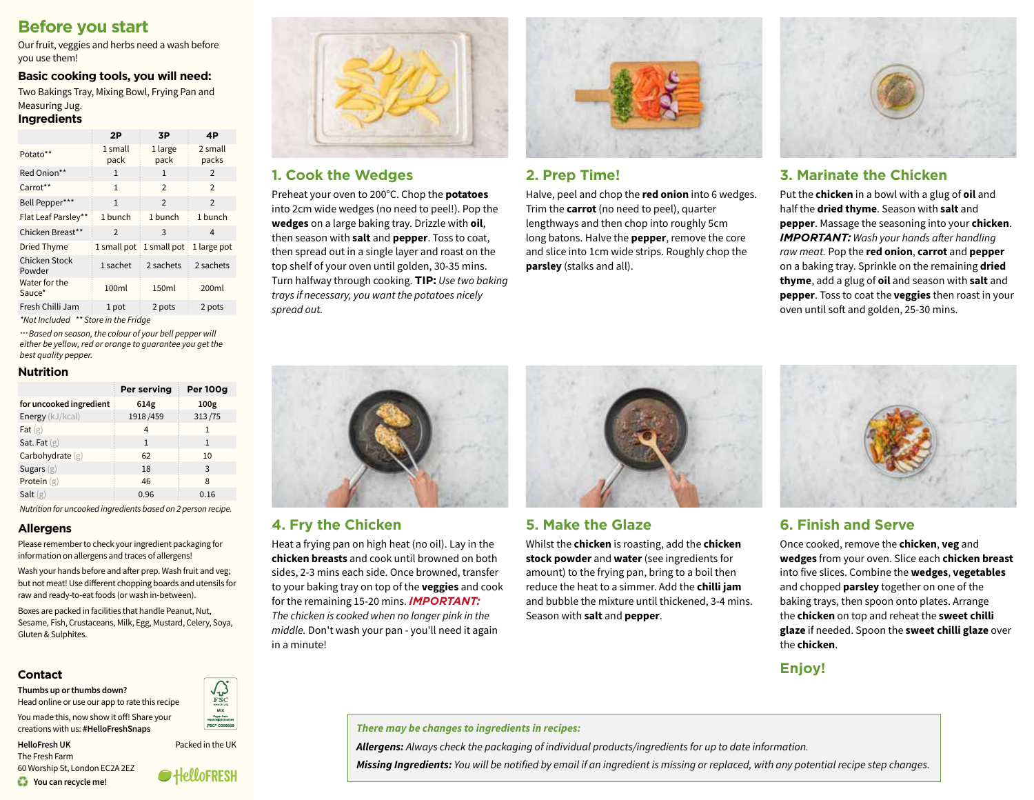## Before you start

Our fruit, veggies and herbs need a wash before you use them!

### Basic cooking tools, you will need:

Two Bakings Tray, Mixing Bowl, Frying Pan and Measuring Jug.

### Ingredients

| | 2P | 3P | 4P |
|---|---|---|---|
| Potato** | 1 small pack | 1 large pack | 2 small packs |
| Red Onion** | 1 | 1 | 2 |
| Carrot** | 1 | 2 | 2 |
| Bell Pepper*** | 1 | 2 | 2 |
| Flat Leaf Parsley** | 1 bunch | 1 bunch | 1 bunch |
| Chicken Breast** | 2 | 3 | 4 |
| Dried Thyme | 1 small pot | 1 small pot | 1 large pot |
| Chicken Stock Powder | 1 sachet | 2 sachets | 2 sachets |
| Water for the Sauce* | 100ml | 150ml | 200ml |
| Fresh Chilli Jam | 1 pot | 2 pots | 2 pots |

*\*Not Included \*\* Store in the Fridge*

*\*\*\* Based on season, the colour of your bell pepper will either be yellow, red or orange to guarantee you get the best quality pepper.*

### Nutrition

| | Per serving | Per 100g |
|---|---|---|
| for uncooked ingredient | 614g | 100g |
| Energy (kJ/kcal) | 1918 /459 | 313 /75 |
| Fat (g) | 4 | 1 |
| Sat. Fat (g) | 1 | 1 |
| Carbohydrate (g) | 62 | 10 |
| Sugars (g) | 18 | 3 |
| Protein (g) | 46 | 8 |
| Salt (g) | 0.96 | 0.16 |

*Nutrition for uncooked ingredients based on 2 person recipe.*

### Allergens

Please remember to check your ingredient packaging for information on allergens and traces of allergens!

Wash your hands before and after prep. Wash fruit and veg; but not meat! Use different chopping boards and utensils for raw and ready-to-eat foods (or wash in-between).

Boxes are packed in facilities that handle Peanut, Nut, Sesame, Fish, Crustaceans, Milk, Egg, Mustard, Celery, Soya, Gluten & Sulphites.

### Contact

**Thumbs up or thumbs down?**
Head online or use our app to rate this recipe

You made this, now show it off! Share your creations with us: **#HelloFreshSnaps**

**HelloFresh UK**
The Fresh Farm
60 Worship St, London EC2A 2EZ

Packed in the UK

**You can recycle me!**

## 1. Cook the Wedges

Preheat your oven to 200°C. Chop the **potatoes** into 2cm wide wedges (no need to peel!). Pop the **wedges** on a large baking tray. Drizzle with **oil**, then season with **salt** and **pepper**. Toss to coat, then spread out in a single layer and roast on the top shelf of your oven until golden, 30-35 mins. Turn halfway through cooking. **TIP:** *Use two baking trays if necessary, you want the potatoes nicely spread out.*

## 2. Prep Time!

Halve, peel and chop the **red onion** into 6 wedges. Trim the **carrot** (no need to peel), quarter lengthways and then chop into roughly 5cm long batons. Halve the **pepper**, remove the core and slice into 1cm wide strips. Roughly chop the **parsley** (stalks and all).

## 3. Marinate the Chicken

Put the **chicken** in a bowl with a glug of **oil** and half the **dried thyme**. Season with **salt** and **pepper**. Massage the seasoning into your **chicken**. ***IMPORTANT:*** *Wash your hands after handling raw meat.* Pop the **red onion**, **carrot** and **pepper** on a baking tray. Sprinkle on the remaining **dried thyme**, add a glug of **oil** and season with **salt** and **pepper**. Toss to coat the **veggies** then roast in your oven until soft and golden, 25-30 mins.

## 4. Fry the Chicken

Heat a frying pan on high heat (no oil). Lay in the **chicken breasts** and cook until browned on both sides, 2-3 mins each side. Once browned, transfer to your baking tray on top of the **veggies** and cook for the remaining 15-20 mins. ***IMPORTANT:*** *The chicken is cooked when no longer pink in the middle.* Don't wash your pan - you'll need it again in a minute!

## 5. Make the Glaze

Whilst the **chicken** is roasting, add the **chicken stock powder** and **water** (see ingredients for amount) to the frying pan, bring to a boil then reduce the heat to a simmer. Add the **chilli jam** and bubble the mixture until thickened, 3-4 mins. Season with **salt** and **pepper**.

## 6. Finish and Serve

Once cooked, remove the **chicken**, **veg** and **wedges** from your oven. Slice each **chicken breast** into five slices. Combine the **wedges**, **vegetables** and chopped **parsley** together on one of the baking trays, then spoon onto plates. Arrange the **chicken** on top and reheat the **sweet chilli glaze** if needed. Spoon the **sweet chilli glaze** over the **chicken**.

## Enjoy!

***There may be changes to ingredients in recipes:***

***Allergens:*** *Always check the packaging of individual products/ingredients for up to date information.*

***Missing Ingredients:*** *You will be notified by email if an ingredient is missing or replaced, with any potential recipe step changes.*